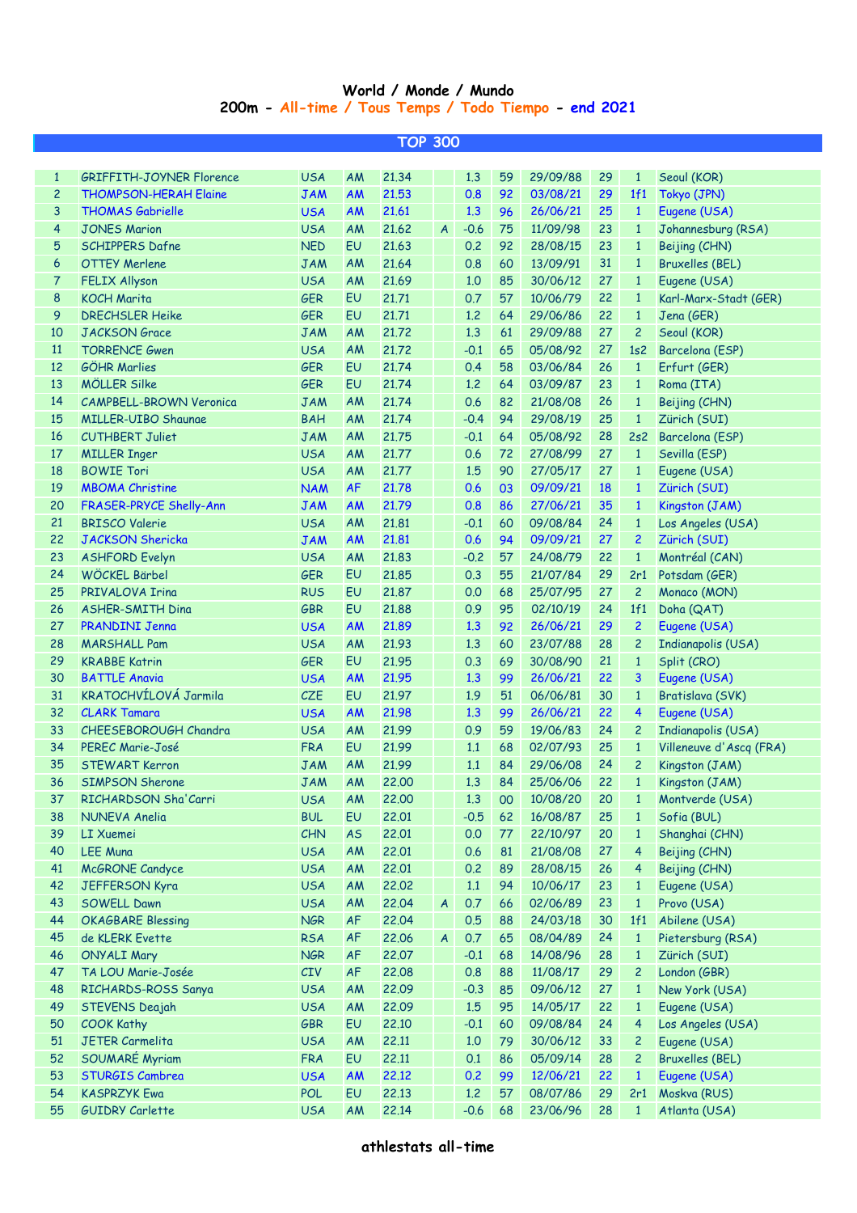# World / Monde / Mundo

## 200m - All-time / Tous Temps / Todo Tiempo - end 2021

### TOP 300

| | | | | | | | | | | | |
|---|---|---|---|---|---|---|---|---|---|---|---|
| 1 | GRIFFITH-JOYNER Florence | USA | AM | 21.34 | | 1.3 | 59 | 29/09/88 | 29 | 1 | Seoul (KOR) |
| 2 | THOMPSON-HERAH Elaine | JAM | AM | 21.53 | | 0.8 | 92 | 03/08/21 | 29 | 1f1 | Tokyo (JPN) |
| 3 | THOMAS Gabrielle | USA | AM | 21.61 | | 1.3 | 96 | 26/06/21 | 25 | 1 | Eugene (USA) |
| 4 | JONES Marion | USA | AM | 21.62 | A | -0.6 | 75 | 11/09/98 | 23 | 1 | Johannesburg (RSA) |
| 5 | SCHIPPERS Dafne | NED | EU | 21.63 | | 0.2 | 92 | 28/08/15 | 23 | 1 | Beijing (CHN) |
| 6 | OTTEY Merlene | JAM | AM | 21.64 | | 0.8 | 60 | 13/09/91 | 31 | 1 | Bruxelles (BEL) |
| 7 | FELIX Allyson | USA | AM | 21.69 | | 1.0 | 85 | 30/06/12 | 27 | 1 | Eugene (USA) |
| 8 | KOCH Marita | GER | EU | 21.71 | | 0.7 | 57 | 10/06/79 | 22 | 1 | Karl-Marx-Stadt (GER) |
| 9 | DRECHSLER Heike | GER | EU | 21.71 | | 1.2 | 64 | 29/06/86 | 22 | 1 | Jena (GER) |
| 10 | JACKSON Grace | JAM | AM | 21.72 | | 1.3 | 61 | 29/09/88 | 27 | 2 | Seoul (KOR) |
| 11 | TORRENCE Gwen | USA | AM | 21.72 | | -0.1 | 65 | 05/08/92 | 27 | 1s2 | Barcelona (ESP) |
| 12 | GÖHR Marlies | GER | EU | 21.74 | | 0.4 | 58 | 03/06/84 | 26 | 1 | Erfurt (GER) |
| 13 | MÖLLER Silke | GER | EU | 21.74 | | 1.2 | 64 | 03/09/87 | 23 | 1 | Roma (ITA) |
| 14 | CAMPBELL-BROWN Veronica | JAM | AM | 21.74 | | 0.6 | 82 | 21/08/08 | 26 | 1 | Beijing (CHN) |
| 15 | MILLER-UIBO Shaunae | BAH | AM | 21.74 | | -0.4 | 94 | 29/08/19 | 25 | 1 | Zürich (SUI) |
| 16 | CUTHBERT Juliet | JAM | AM | 21.75 | | -0.1 | 64 | 05/08/92 | 28 | 2s2 | Barcelona (ESP) |
| 17 | MILLER Inger | USA | AM | 21.77 | | 0.6 | 72 | 27/08/99 | 27 | 1 | Sevilla (ESP) |
| 18 | BOWIE Tori | USA | AM | 21.77 | | 1.5 | 90 | 27/05/17 | 27 | 1 | Eugene (USA) |
| 19 | MBOMA Christine | NAM | AF | 21.78 | | 0.6 | 03 | 09/09/21 | 18 | 1 | Zürich (SUI) |
| 20 | FRASER-PRYCE Shelly-Ann | JAM | AM | 21.79 | | 0.8 | 86 | 27/06/21 | 35 | 1 | Kingston (JAM) |
| 21 | BRISCO Valerie | USA | AM | 21.81 | | -0.1 | 60 | 09/08/84 | 24 | 1 | Los Angeles (USA) |
| 22 | JACKSON Shericka | JAM | AM | 21.81 | | 0.6 | 94 | 09/09/21 | 27 | 2 | Zürich (SUI) |
| 23 | ASHFORD Evelyn | USA | AM | 21.83 | | -0.2 | 57 | 24/08/79 | 22 | 1 | Montréal (CAN) |
| 24 | WÖCKEL Bärbel | GER | EU | 21.85 | | 0.3 | 55 | 21/07/84 | 29 | 2r1 | Potsdam (GER) |
| 25 | PRIVALOVA Irina | RUS | EU | 21.87 | | 0.0 | 68 | 25/07/95 | 27 | 2 | Monaco (MON) |
| 26 | ASHER-SMITH Dina | GBR | EU | 21.88 | | 0.9 | 95 | 02/10/19 | 24 | 1f1 | Doha (QAT) |
| 27 | PRANDINI Jenna | USA | AM | 21.89 | | 1.3 | 92 | 26/06/21 | 29 | 2 | Eugene (USA) |
| 28 | MARSHALL Pam | USA | AM | 21.93 | | 1.3 | 60 | 23/07/88 | 28 | 2 | Indianapolis (USA) |
| 29 | KRABBE Katrin | GER | EU | 21.95 | | 0.3 | 69 | 30/08/90 | 21 | 1 | Split (CRO) |
| 30 | BATTLE Anavia | USA | AM | 21.95 | | 1.3 | 99 | 26/06/21 | 22 | 3 | Eugene (USA) |
| 31 | KRATOCHVÍLOVÁ Jarmila | CZE | EU | 21.97 | | 1.9 | 51 | 06/06/81 | 30 | 1 | Bratislava (SVK) |
| 32 | CLARK Tamara | USA | AM | 21.98 | | 1.3 | 99 | 26/06/21 | 22 | 4 | Eugene (USA) |
| 33 | CHEESEBOROUGH Chandra | USA | AM | 21.99 | | 0.9 | 59 | 19/06/83 | 24 | 2 | Indianapolis (USA) |
| 34 | PEREC Marie-José | FRA | EU | 21.99 | | 1.1 | 68 | 02/07/93 | 25 | 1 | Villeneuve d'Ascq (FRA) |
| 35 | STEWART Kerron | JAM | AM | 21.99 | | 1.1 | 84 | 29/06/08 | 24 | 2 | Kingston (JAM) |
| 36 | SIMPSON Sherone | JAM | AM | 22.00 | | 1.3 | 84 | 25/06/06 | 22 | 1 | Kingston (JAM) |
| 37 | RICHARDSON Sha'Carri | USA | AM | 22.00 | | 1.3 | 00 | 10/08/20 | 20 | 1 | Montverde (USA) |
| 38 | NUNEVA Anelia | BUL | EU | 22.01 | | -0.5 | 62 | 16/08/87 | 25 | 1 | Sofia (BUL) |
| 39 | LI Xuemei | CHN | AS | 22.01 | | 0.0 | 77 | 22/10/97 | 20 | 1 | Shanghai (CHN) |
| 40 | LEE Muna | USA | AM | 22.01 | | 0.6 | 81 | 21/08/08 | 27 | 4 | Beijing (CHN) |
| 41 | McGRONE Candyce | USA | AM | 22.01 | | 0.2 | 89 | 28/08/15 | 26 | 4 | Beijing (CHN) |
| 42 | JEFFERSON Kyra | USA | AM | 22.02 | | 1.1 | 94 | 10/06/17 | 23 | 1 | Eugene (USA) |
| 43 | SOWELL Dawn | USA | AM | 22.04 | A | 0.7 | 66 | 02/06/89 | 23 | 1 | Provo (USA) |
| 44 | OKAGBARE Blessing | NGR | AF | 22.04 | | 0.5 | 88 | 24/03/18 | 30 | 1f1 | Abilene (USA) |
| 45 | de KLERK Evette | RSA | AF | 22.06 | A | 0.7 | 65 | 08/04/89 | 24 | 1 | Pietersburg (RSA) |
| 46 | ONYALI Mary | NGR | AF | 22.07 | | -0.1 | 68 | 14/08/96 | 28 | 1 | Zürich (SUI) |
| 47 | TA LOU Marie-Josée | CIV | AF | 22.08 | | 0.8 | 88 | 11/08/17 | 29 | 2 | London (GBR) |
| 48 | RICHARDS-ROSS Sanya | USA | AM | 22.09 | | -0.3 | 85 | 09/06/12 | 27 | 1 | New York (USA) |
| 49 | STEVENS Deajah | USA | AM | 22.09 | | 1.5 | 95 | 14/05/17 | 22 | 1 | Eugene (USA) |
| 50 | COOK Kathy | GBR | EU | 22.10 | | -0.1 | 60 | 09/08/84 | 24 | 4 | Los Angeles (USA) |
| 51 | JETER Carmelita | USA | AM | 22.11 | | 1.0 | 79 | 30/06/12 | 33 | 2 | Eugene (USA) |
| 52 | SOUMARÉ Myriam | FRA | EU | 22.11 | | 0.1 | 86 | 05/09/14 | 28 | 2 | Bruxelles (BEL) |
| 53 | STURGIS Cambrea | USA | AM | 22.12 | | 0.2 | 99 | 12/06/21 | 22 | 1 | Eugene (USA) |
| 54 | KASPRZYK Ewa | POL | EU | 22.13 | | 1.2 | 57 | 08/07/86 | 29 | 2r1 | Moskva (RUS) |
| 55 | GUIDRY Carlette | USA | AM | 22.14 | | -0.6 | 68 | 23/06/96 | 28 | 1 | Atlanta (USA) |

athlestats all-time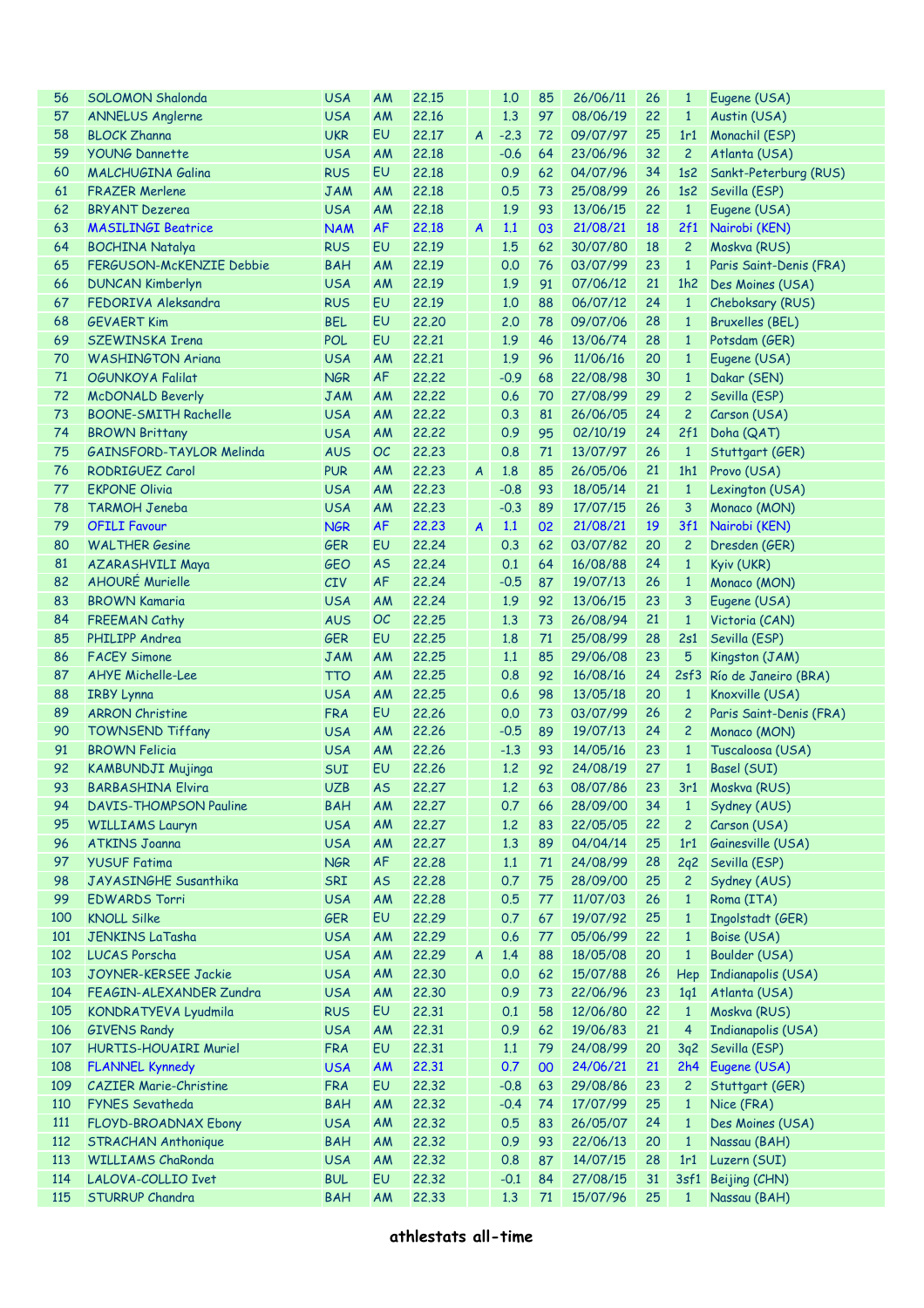| 56 | SOLOMON Shalonda | USA | AM | 22.15 | | 1.0 | 85 | 26/06/11 | 26 | 1 | Eugene (USA) |
|---|---|---|---|---|---|---|---|---|---|---|---|
| 57 | ANNELUS Anglerne | USA | AM | 22.16 | | 1.3 | 97 | 08/06/19 | 22 | 1 | Austin (USA) |
| 58 | BLOCK Zhanna | UKR | EU | 22.17 | A | -2.3 | 72 | 09/07/97 | 25 | 1r1 | Monachil (ESP) |
| 59 | YOUNG Dannette | USA | AM | 22.18 | | -0.6 | 64 | 23/06/96 | 32 | 2 | Atlanta (USA) |
| 60 | MALCHUGINA Galina | RUS | EU | 22.18 | | 0.9 | 62 | 04/07/96 | 34 | 1s2 | Sankt-Peterburg (RUS) |
| 61 | FRAZER Merlene | JAM | AM | 22.18 | | 0.5 | 73 | 25/08/99 | 26 | 1s2 | Sevilla (ESP) |
| 62 | BRYANT Dezerea | USA | AM | 22.18 | | 1.9 | 93 | 13/06/15 | 22 | 1 | Eugene (USA) |
| 63 | MASILINGI Beatrice | NAM | AF | 22.18 | A | 1.1 | 03 | 21/08/21 | 18 | 2f1 | Nairobi (KEN) |
| 64 | BOCHINA Natalya | RUS | EU | 22.19 | | 1.5 | 62 | 30/07/80 | 18 | 2 | Moskva (RUS) |
| 65 | FERGUSON-McKENZIE Debbie | BAH | AM | 22.19 | | 0.0 | 76 | 03/07/99 | 23 | 1 | Paris Saint-Denis (FRA) |
| 66 | DUNCAN Kimberlyn | USA | AM | 22.19 | | 1.9 | 91 | 07/06/12 | 21 | 1h2 | Des Moines (USA) |
| 67 | FEDORIVA Aleksandra | RUS | EU | 22.19 | | 1.0 | 88 | 06/07/12 | 24 | 1 | Cheboksary (RUS) |
| 68 | GEVAERT Kim | BEL | EU | 22.20 | | 2.0 | 78 | 09/07/06 | 28 | 1 | Bruxelles (BEL) |
| 69 | SZEWINSKA Irena | POL | EU | 22.21 | | 1.9 | 46 | 13/06/74 | 28 | 1 | Potsdam (GER) |
| 70 | WASHINGTON Ariana | USA | AM | 22.21 | | 1.9 | 96 | 11/06/16 | 20 | 1 | Eugene (USA) |
| 71 | OGUNKOYA Falilat | NGR | AF | 22.22 | | -0.9 | 68 | 22/08/98 | 30 | 1 | Dakar (SEN) |
| 72 | McDONALD Beverly | JAM | AM | 22.22 | | 0.6 | 70 | 27/08/99 | 29 | 2 | Sevilla (ESP) |
| 73 | BOONE-SMITH Rachelle | USA | AM | 22.22 | | 0.3 | 81 | 26/06/05 | 24 | 2 | Carson (USA) |
| 74 | BROWN Brittany | USA | AM | 22.22 | | 0.9 | 95 | 02/10/19 | 24 | 2f1 | Doha (QAT) |
| 75 | GAINSFORD-TAYLOR Melinda | AUS | OC | 22.23 | | 0.8 | 71 | 13/07/97 | 26 | 1 | Stuttgart (GER) |
| 76 | RODRIGUEZ Carol | PUR | AM | 22.23 | A | 1.8 | 85 | 26/05/06 | 21 | 1h1 | Provo (USA) |
| 77 | EKPONE Olivia | USA | AM | 22.23 | | -0.8 | 93 | 18/05/14 | 21 | 1 | Lexington (USA) |
| 78 | TARMOH Jeneba | USA | AM | 22.23 | | -0.3 | 89 | 17/07/15 | 26 | 3 | Monaco (MON) |
| 79 | OFILI Favour | NGR | AF | 22.23 | A | 1.1 | 02 | 21/08/21 | 19 | 3f1 | Nairobi (KEN) |
| 80 | WALTHER Gesine | GER | EU | 22.24 | | 0.3 | 62 | 03/07/82 | 20 | 2 | Dresden (GER) |
| 81 | AZARASHVILI Maya | GEO | AS | 22.24 | | 0.1 | 64 | 16/08/88 | 24 | 1 | Kyiv (UKR) |
| 82 | AHOURÉ Murielle | CIV | AF | 22.24 | | -0.5 | 87 | 19/07/13 | 26 | 1 | Monaco (MON) |
| 83 | BROWN Kamaria | USA | AM | 22.24 | | 1.9 | 92 | 13/06/15 | 23 | 3 | Eugene (USA) |
| 84 | FREEMAN Cathy | AUS | OC | 22.25 | | 1.3 | 73 | 26/08/94 | 21 | 1 | Victoria (CAN) |
| 85 | PHILIPP Andrea | GER | EU | 22.25 | | 1.8 | 71 | 25/08/99 | 28 | 2s1 | Sevilla (ESP) |
| 86 | FACEY Simone | JAM | AM | 22.25 | | 1.1 | 85 | 29/06/08 | 23 | 5 | Kingston (JAM) |
| 87 | AHYE Michelle-Lee | TTO | AM | 22.25 | | 0.8 | 92 | 16/08/16 | 24 | 2sf3 | Río de Janeiro (BRA) |
| 88 | IRBY Lynna | USA | AM | 22.25 | | 0.6 | 98 | 13/05/18 | 20 | 1 | Knoxville (USA) |
| 89 | ARRON Christine | FRA | EU | 22.26 | | 0.0 | 73 | 03/07/99 | 26 | 2 | Paris Saint-Denis (FRA) |
| 90 | TOWNSEND Tiffany | USA | AM | 22.26 | | -0.5 | 89 | 19/07/13 | 24 | 2 | Monaco (MON) |
| 91 | BROWN Felicia | USA | AM | 22.26 | | -1.3 | 93 | 14/05/16 | 23 | 1 | Tuscaloosa (USA) |
| 92 | KAMBUNDJI Mujinga | SUI | EU | 22.26 | | 1.2 | 92 | 24/08/19 | 27 | 1 | Basel (SUI) |
| 93 | BARBASHINA Elvira | UZB | AS | 22.27 | | 1.2 | 63 | 08/07/86 | 23 | 3r1 | Moskva (RUS) |
| 94 | DAVIS-THOMPSON Pauline | BAH | AM | 22.27 | | 0.7 | 66 | 28/09/00 | 34 | 1 | Sydney (AUS) |
| 95 | WILLIAMS Lauryn | USA | AM | 22.27 | | 1.2 | 83 | 22/05/05 | 22 | 2 | Carson (USA) |
| 96 | ATKINS Joanna | USA | AM | 22.27 | | 1.3 | 89 | 04/04/14 | 25 | 1r1 | Gainesville (USA) |
| 97 | YUSUF Fatima | NGR | AF | 22.28 | | 1.1 | 71 | 24/08/99 | 28 | 2q2 | Sevilla (ESP) |
| 98 | JAYASINGHE Susanthika | SRI | AS | 22.28 | | 0.7 | 75 | 28/09/00 | 25 | 2 | Sydney (AUS) |
| 99 | EDWARDS Torri | USA | AM | 22.28 | | 0.5 | 77 | 11/07/03 | 26 | 1 | Roma (ITA) |
| 100 | KNOLL Silke | GER | EU | 22.29 | | 0.7 | 67 | 19/07/92 | 25 | 1 | Ingolstadt (GER) |
| 101 | JENKINS LaTasha | USA | AM | 22.29 | | 0.6 | 77 | 05/06/99 | 22 | 1 | Boise (USA) |
| 102 | LUCAS Porscha | USA | AM | 22.29 | A | 1.4 | 88 | 18/05/08 | 20 | 1 | Boulder (USA) |
| 103 | JOYNER-KERSEE Jackie | USA | AM | 22.30 | | 0.0 | 62 | 15/07/88 | 26 | Hep | Indianapolis (USA) |
| 104 | FEAGIN-ALEXANDER Zundra | USA | AM | 22.30 | | 0.9 | 73 | 22/06/96 | 23 | 1q1 | Atlanta (USA) |
| 105 | KONDRATYEVA Lyudmila | RUS | EU | 22.31 | | 0.1 | 58 | 12/06/80 | 22 | 1 | Moskva (RUS) |
| 106 | GIVENS Randy | USA | AM | 22.31 | | 0.9 | 62 | 19/06/83 | 21 | 4 | Indianapolis (USA) |
| 107 | HURTIS-HOUAIRI Muriel | FRA | EU | 22.31 | | 1.1 | 79 | 24/08/99 | 20 | 3q2 | Sevilla (ESP) |
| 108 | FLANNEL Kynnedy | USA | AM | 22.31 | | 0.7 | 00 | 24/06/21 | 21 | 2h4 | Eugene (USA) |
| 109 | CAZIER Marie-Christine | FRA | EU | 22.32 | | -0.8 | 63 | 29/08/86 | 23 | 2 | Stuttgart (GER) |
| 110 | FYNES Sevatheda | BAH | AM | 22.32 | | -0.4 | 74 | 17/07/99 | 25 | 1 | Nice (FRA) |
| 111 | FLOYD-BROADNAX Ebony | USA | AM | 22.32 | | 0.5 | 83 | 26/05/07 | 24 | 1 | Des Moines (USA) |
| 112 | STRACHAN Anthonique | BAH | AM | 22.32 | | 0.9 | 93 | 22/06/13 | 20 | 1 | Nassau (BAH) |
| 113 | WILLIAMS ChaRonda | USA | AM | 22.32 | | 0.8 | 87 | 14/07/15 | 28 | 1r1 | Luzern (SUI) |
| 114 | LALOVA-COLLIO Ivet | BUL | EU | 22.32 | | -0.1 | 84 | 27/08/15 | 31 | 3sf1 | Beijing (CHN) |
| 115 | STURRUP Chandra | BAH | AM | 22.33 | | 1.3 | 71 | 15/07/96 | 25 | 1 | Nassau (BAH) |

athlestats all-time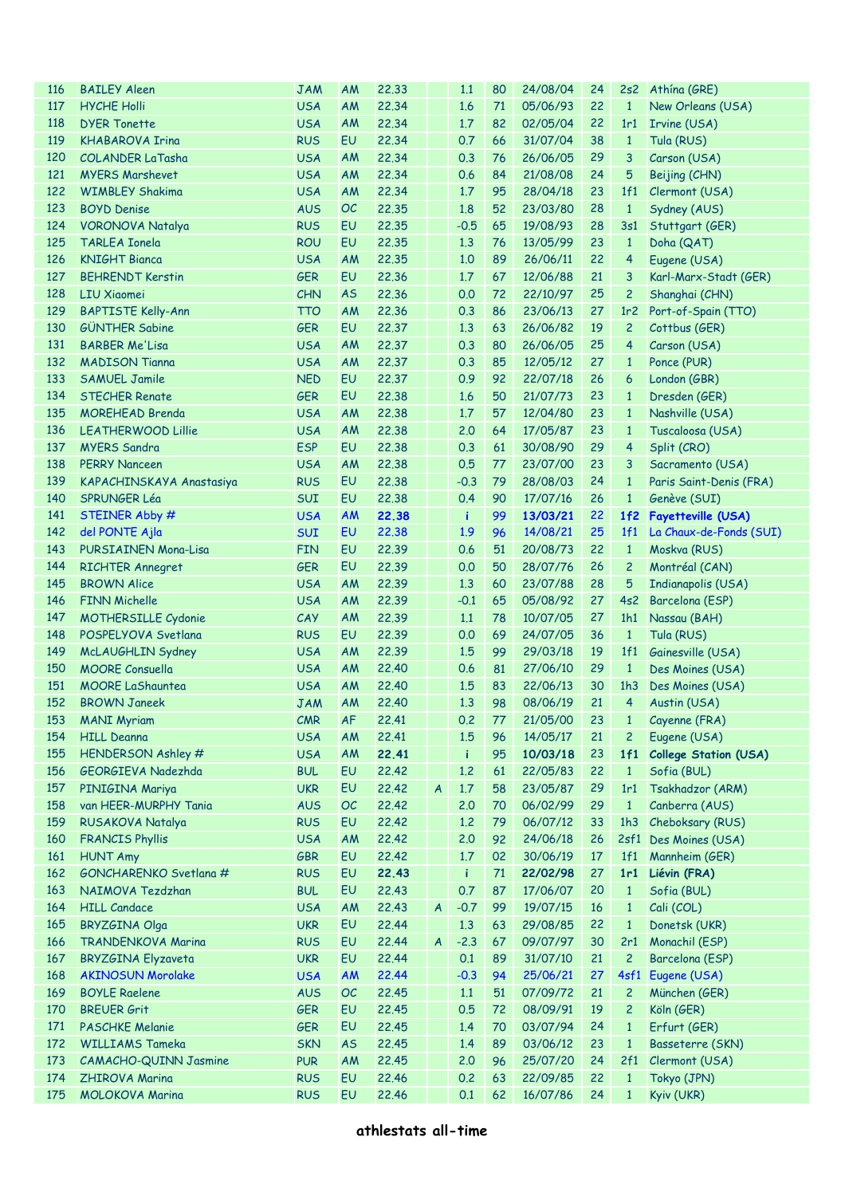| 116 | BAILEY Aleen | JAM | AM | 22.33 | | 1.1 | 80 | 24/08/04 | 24 | 2s2 | Athína (GRE) |
|---|---|---|---|---|---|---|---|---|---|---|---|
| 117 | HYCHE Holli | USA | AM | 22.34 | | 1.6 | 71 | 05/06/93 | 22 | 1 | New Orleans (USA) |
| 118 | DYER Tonette | USA | AM | 22.34 | | 1.7 | 82 | 02/05/04 | 22 | 1r1 | Irvine (USA) |
| 119 | KHABAROVA Irina | RUS | EU | 22.34 | | 0.7 | 66 | 31/07/04 | 38 | 1 | Tula (RUS) |
| 120 | COLANDER LaTasha | USA | AM | 22.34 | | 0.3 | 76 | 26/06/05 | 29 | 3 | Carson (USA) |
| 121 | MYERS Marshevet | USA | AM | 22.34 | | 0.6 | 84 | 21/08/08 | 24 | 5 | Beijing (CHN) |
| 122 | WIMBLEY Shakima | USA | AM | 22.34 | | 1.7 | 95 | 28/04/18 | 23 | 1f1 | Clermont (USA) |
| 123 | BOYD Denise | AUS | OC | 22.35 | | 1.8 | 52 | 23/03/80 | 28 | 1 | Sydney (AUS) |
| 124 | VORONOVA Natalya | RUS | EU | 22.35 | | -0.5 | 65 | 19/08/93 | 28 | 3s1 | Stuttgart (GER) |
| 125 | TARLEA Ionela | ROU | EU | 22.35 | | 1.3 | 76 | 13/05/99 | 23 | 1 | Doha (QAT) |
| 126 | KNIGHT Bianca | USA | AM | 22.35 | | 1.0 | 89 | 26/06/11 | 22 | 4 | Eugene (USA) |
| 127 | BEHRENDT Kerstin | GER | EU | 22.36 | | 1.7 | 67 | 12/06/88 | 21 | 3 | Karl-Marx-Stadt (GER) |
| 128 | LIU Xiaomei | CHN | AS | 22.36 | | 0.0 | 72 | 22/10/97 | 25 | 2 | Shanghai (CHN) |
| 129 | BAPTISTE Kelly-Ann | TTO | AM | 22.36 | | 0.3 | 86 | 23/06/13 | 27 | 1r2 | Port-of-Spain (TTO) |
| 130 | GÜNTHER Sabine | GER | EU | 22.37 | | 1.3 | 63 | 26/06/82 | 19 | 2 | Cottbus (GER) |
| 131 | BARBER Me'Lisa | USA | AM | 22.37 | | 0.3 | 80 | 26/06/05 | 25 | 4 | Carson (USA) |
| 132 | MADISON Tianna | USA | AM | 22.37 | | 0.3 | 85 | 12/05/12 | 27 | 1 | Ponce (PUR) |
| 133 | SAMUEL Jamile | NED | EU | 22.37 | | 0.9 | 92 | 22/07/18 | 26 | 6 | London (GBR) |
| 134 | STECHER Renate | GER | EU | 22.38 | | 1.6 | 50 | 21/07/73 | 23 | 1 | Dresden (GER) |
| 135 | MOREHEAD Brenda | USA | AM | 22.38 | | 1.7 | 57 | 12/04/80 | 23 | 1 | Nashville (USA) |
| 136 | LEATHERWOOD Lillie | USA | AM | 22.38 | | 2.0 | 64 | 17/05/87 | 23 | 1 | Tuscaloosa (USA) |
| 137 | MYERS Sandra | ESP | EU | 22.38 | | 0.3 | 61 | 30/08/90 | 29 | 4 | Split (CRO) |
| 138 | PERRY Nanceen | USA | AM | 22.38 | | 0.5 | 77 | 23/07/00 | 23 | 3 | Sacramento (USA) |
| 139 | KAPACHINSKAYA Anastasiya | RUS | EU | 22.38 | | -0.3 | 79 | 28/08/03 | 24 | 1 | Paris Saint-Denis (FRA) |
| 140 | SPRUNGER Léa | SUI | EU | 22.38 | | 0.4 | 90 | 17/07/16 | 26 | 1 | Genève (SUI) |
| 141 | STEINER Abby # | USA | AM | **22.38** | | i | 99 | **13/03/21** | 22 | **1f2** | **Fayetteville (USA)** |
| 142 | del PONTE Ajla | SUI | EU | 22.38 | | 1.9 | 96 | 14/08/21 | 25 | 1f1 | La Chaux-de-Fonds (SUI) |
| 143 | PURSIAINEN Mona-Lisa | FIN | EU | 22.39 | | 0.6 | 51 | 20/08/73 | 22 | 1 | Moskva (RUS) |
| 144 | RICHTER Annegret | GER | EU | 22.39 | | 0.0 | 50 | 28/07/76 | 26 | 2 | Montréal (CAN) |
| 145 | BROWN Alice | USA | AM | 22.39 | | 1.3 | 60 | 23/07/88 | 28 | 5 | Indianapolis (USA) |
| 146 | FINN Michelle | USA | AM | 22.39 | | -0.1 | 65 | 05/08/92 | 27 | 4s2 | Barcelona (ESP) |
| 147 | MOTHERSILLE Cydonie | CAY | AM | 22.39 | | 1.1 | 78 | 10/07/05 | 27 | 1h1 | Nassau (BAH) |
| 148 | POSPELYOVA Svetlana | RUS | EU | 22.39 | | 0.0 | 69 | 24/07/05 | 36 | 1 | Tula (RUS) |
| 149 | McLAUGHLIN Sydney | USA | AM | 22.39 | | 1.5 | 99 | 29/03/18 | 19 | 1f1 | Gainesville (USA) |
| 150 | MOORE Consuella | USA | AM | 22.40 | | 0.6 | 81 | 27/06/10 | 29 | 1 | Des Moines (USA) |
| 151 | MOORE LaShauntea | USA | AM | 22.40 | | 1.5 | 83 | 22/06/13 | 30 | 1h3 | Des Moines (USA) |
| 152 | BROWN Janeek | JAM | AM | 22.40 | | 1.3 | 98 | 08/06/19 | 21 | 4 | Austin (USA) |
| 153 | MANI Myriam | CMR | AF | 22.41 | | 0.2 | 77 | 21/05/00 | 23 | 1 | Cayenne (FRA) |
| 154 | HILL Deanna | USA | AM | 22.41 | | 1.5 | 96 | 14/05/17 | 21 | 2 | Eugene (USA) |
| 155 | HENDERSON Ashley # | USA | AM | **22.41** | | i | 95 | **10/03/18** | 23 | **1f1** | **College Station (USA)** |
| 156 | GEORGIEVA Nadezhda | BUL | EU | 22.42 | | 1.2 | 61 | 22/05/83 | 22 | 1 | Sofia (BUL) |
| 157 | PINIGINA Mariya | UKR | EU | 22.42 | A | 1.7 | 58 | 23/05/87 | 29 | 1r1 | Tsakhkadzor (ARM) |
| 158 | van HEER-MURPHY Tania | AUS | OC | 22.42 | | 2.0 | 70 | 06/02/99 | 29 | 1 | Canberra (AUS) |
| 159 | RUSAKOVA Natalya | RUS | EU | 22.42 | | 1.2 | 79 | 06/07/12 | 33 | 1h3 | Cheboksary (RUS) |
| 160 | FRANCIS Phyllis | USA | AM | 22.42 | | 2.0 | 92 | 24/06/18 | 26 | 2sf1 | Des Moines (USA) |
| 161 | HUNT Amy | GBR | EU | 22.42 | | 1.7 | 02 | 30/06/19 | 17 | 1f1 | Mannheim (GER) |
| 162 | GONCHARENKO Svetlana # | RUS | EU | **22.43** | | i | 71 | **22/02/98** | 27 | **1r1** | **Liévin (FRA)** |
| 163 | NAIMOVA Tezdzhan | BUL | EU | 22.43 | | 0.7 | 87 | 17/06/07 | 20 | 1 | Sofia (BUL) |
| 164 | HILL Candace | USA | AM | 22.43 | A | -0.7 | 99 | 19/07/15 | 16 | 1 | Cali (COL) |
| 165 | BRYZGINA Olga | UKR | EU | 22.44 | | 1.3 | 63 | 29/08/85 | 22 | 1 | Donetsk (UKR) |
| 166 | TRANDENKOVA Marina | RUS | EU | 22.44 | A | -2.3 | 67 | 09/07/97 | 30 | 2r1 | Monachil (ESP) |
| 167 | BRYZGINA Elyzaveta | UKR | EU | 22.44 | | 0.1 | 89 | 31/07/10 | 21 | 2 | Barcelona (ESP) |
| 168 | AKINOSUN Morolake | USA | AM | 22.44 | | -0.3 | 94 | 25/06/21 | 27 | 4sf1 | Eugene (USA) |
| 169 | BOYLE Raelene | AUS | OC | 22.45 | | 1.1 | 51 | 07/09/72 | 21 | 2 | München (GER) |
| 170 | BREUER Grit | GER | EU | 22.45 | | 0.5 | 72 | 08/09/91 | 19 | 2 | Köln (GER) |
| 171 | PASCHKE Melanie | GER | EU | 22.45 | | 1.4 | 70 | 03/07/94 | 24 | 1 | Erfurt (GER) |
| 172 | WILLIAMS Tameka | SKN | AS | 22.45 | | 1.4 | 89 | 03/06/12 | 23 | 1 | Basseterre (SKN) |
| 173 | CAMACHO-QUINN Jasmine | PUR | AM | 22.45 | | 2.0 | 96 | 25/07/20 | 24 | 2f1 | Clermont (USA) |
| 174 | ZHIROVA Marina | RUS | EU | 22.46 | | 0.2 | 63 | 22/09/85 | 22 | 1 | Tokyo (JPN) |
| 175 | MOLOKOVA Marina | RUS | EU | 22.46 | | 0.1 | 62 | 16/07/86 | 24 | 1 | Kyiv (UKR) |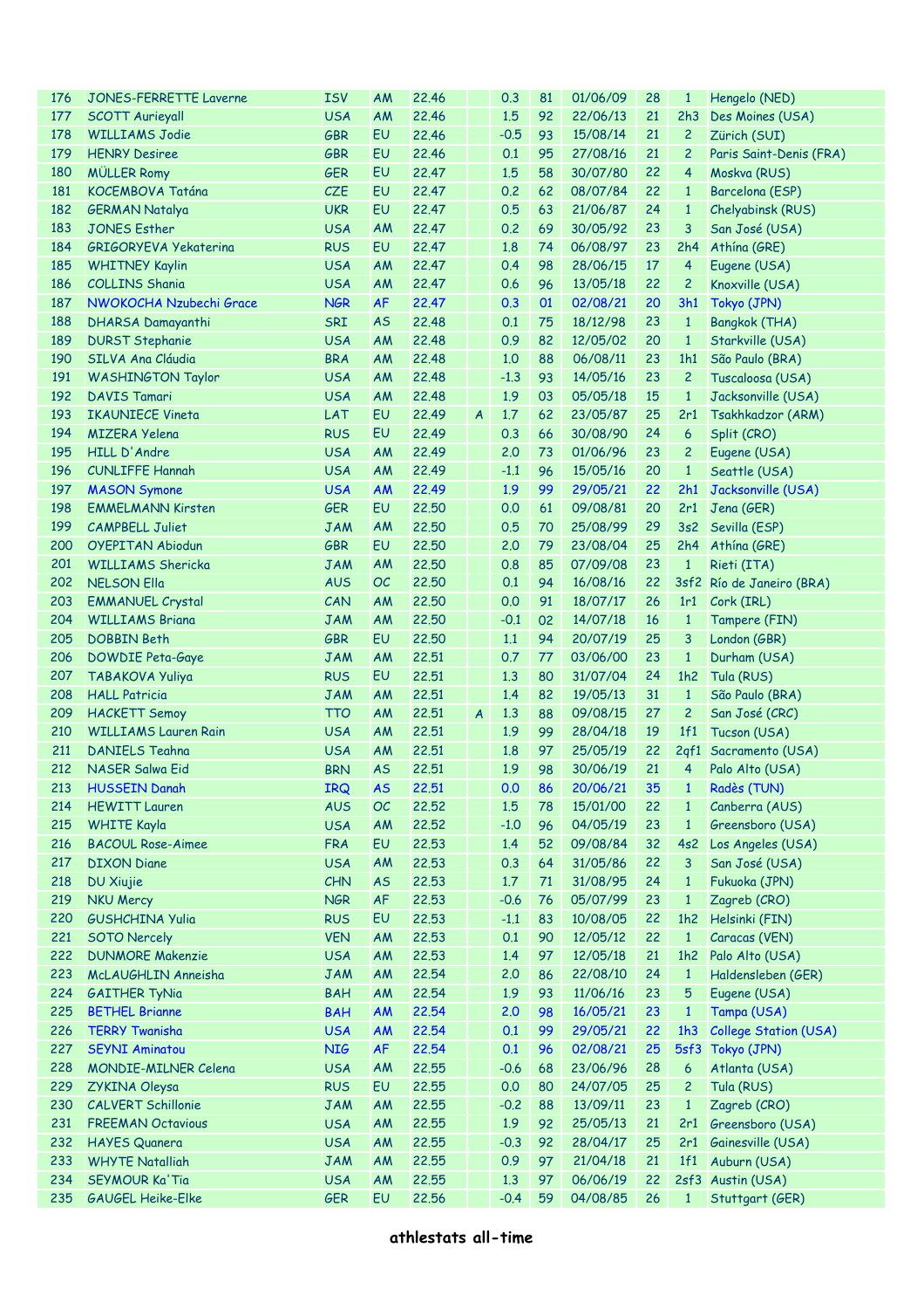| | | | | | | | | | | | |
|---|---|---|---|---|---|---|---|---|---|---|---|
| 176 | JONES-FERRETTE Laverne | ISV | AM | 22.46 | | 0.3 | 81 | 01/06/09 | 28 | 1 | Hengelo (NED) |
| 177 | SCOTT Aurieyall | USA | AM | 22.46 | | 1.5 | 92 | 22/06/13 | 21 | 2h3 | Des Moines (USA) |
| 178 | WILLIAMS Jodie | GBR | EU | 22.46 | | -0.5 | 93 | 15/08/14 | 21 | 2 | Zürich (SUI) |
| 179 | HENRY Desiree | GBR | EU | 22.46 | | 0.1 | 95 | 27/08/16 | 21 | 2 | Paris Saint-Denis (FRA) |
| 180 | MÜLLER Romy | GER | EU | 22.47 | | 1.5 | 58 | 30/07/80 | 22 | 4 | Moskva (RUS) |
| 181 | KOCEMBOVA Tatána | CZE | EU | 22.47 | | 0.2 | 62 | 08/07/84 | 22 | 1 | Barcelona (ESP) |
| 182 | GERMAN Natalya | UKR | EU | 22.47 | | 0.5 | 63 | 21/06/87 | 24 | 1 | Chelyabinsk (RUS) |
| 183 | JONES Esther | USA | AM | 22.47 | | 0.2 | 69 | 30/05/92 | 23 | 3 | San José (USA) |
| 184 | GRIGORYEVA Yekaterina | RUS | EU | 22.47 | | 1.8 | 74 | 06/08/97 | 23 | 2h4 | Athína (GRE) |
| 185 | WHITNEY Kaylin | USA | AM | 22.47 | | 0.4 | 98 | 28/06/15 | 17 | 4 | Eugene (USA) |
| 186 | COLLINS Shania | USA | AM | 22.47 | | 0.6 | 96 | 13/05/18 | 22 | 2 | Knoxville (USA) |
| 187 | NWOKOCHA Nzubechi Grace | NGR | AF | 22.47 | | 0.3 | 01 | 02/08/21 | 20 | 3h1 | Tokyo (JPN) |
| 188 | DHARSA Damayanthi | SRI | AS | 22.48 | | 0.1 | 75 | 18/12/98 | 23 | 1 | Bangkok (THA) |
| 189 | DURST Stephanie | USA | AM | 22.48 | | 0.9 | 82 | 12/05/02 | 20 | 1 | Starkville (USA) |
| 190 | SILVA Ana Cláudia | BRA | AM | 22.48 | | 1.0 | 88 | 06/08/11 | 23 | 1h1 | São Paulo (BRA) |
| 191 | WASHINGTON Taylor | USA | AM | 22.48 | | -1.3 | 93 | 14/05/16 | 23 | 2 | Tuscaloosa (USA) |
| 192 | DAVIS Tamari | USA | AM | 22.48 | | 1.9 | 03 | 05/05/18 | 15 | 1 | Jacksonville (USA) |
| 193 | IKAUNIECE Vineta | LAT | EU | 22.49 | A | 1.7 | 62 | 23/05/87 | 25 | 2r1 | Tsakhkadzor (ARM) |
| 194 | MIZERA Yelena | RUS | EU | 22.49 | | 0.3 | 66 | 30/08/90 | 24 | 6 | Split (CRO) |
| 195 | HILL D'Andre | USA | AM | 22.49 | | 2.0 | 73 | 01/06/96 | 23 | 2 | Eugene (USA) |
| 196 | CUNLIFFE Hannah | USA | AM | 22.49 | | -1.1 | 96 | 15/05/16 | 20 | 1 | Seattle (USA) |
| 197 | MASON Symone | USA | AM | 22.49 | | 1.9 | 99 | 29/05/21 | 22 | 2h1 | Jacksonville (USA) |
| 198 | EMMELMANN Kirsten | GER | EU | 22.50 | | 0.0 | 61 | 09/08/81 | 20 | 2r1 | Jena (GER) |
| 199 | CAMPBELL Juliet | JAM | AM | 22.50 | | 0.5 | 70 | 25/08/99 | 29 | 3s2 | Sevilla (ESP) |
| 200 | OYEPITAN Abiodun | GBR | EU | 22.50 | | 2.0 | 79 | 23/08/04 | 25 | 2h4 | Athína (GRE) |
| 201 | WILLIAMS Shericka | JAM | AM | 22.50 | | 0.8 | 85 | 07/09/08 | 23 | 1 | Rieti (ITA) |
| 202 | NELSON Ella | AUS | OC | 22.50 | | 0.1 | 94 | 16/08/16 | 22 | 3sf2 | Río de Janeiro (BRA) |
| 203 | EMMANUEL Crystal | CAN | AM | 22.50 | | 0.0 | 91 | 18/07/17 | 26 | 1r1 | Cork (IRL) |
| 204 | WILLIAMS Briana | JAM | AM | 22.50 | | -0.1 | 02 | 14/07/18 | 16 | 1 | Tampere (FIN) |
| 205 | DOBBIN Beth | GBR | EU | 22.50 | | 1.1 | 94 | 20/07/19 | 25 | 3 | London (GBR) |
| 206 | DOWDIE Peta-Gaye | JAM | AM | 22.51 | | 0.7 | 77 | 03/06/00 | 23 | 1 | Durham (USA) |
| 207 | TABAKOVA Yuliya | RUS | EU | 22.51 | | 1.3 | 80 | 31/07/04 | 24 | 1h2 | Tula (RUS) |
| 208 | HALL Patricia | JAM | AM | 22.51 | | 1.4 | 82 | 19/05/13 | 31 | 1 | São Paulo (BRA) |
| 209 | HACKETT Semoy | TTO | AM | 22.51 | A | 1.3 | 88 | 09/08/15 | 27 | 2 | San José (CRC) |
| 210 | WILLIAMS Lauren Rain | USA | AM | 22.51 | | 1.9 | 99 | 28/04/18 | 19 | 1f1 | Tucson (USA) |
| 211 | DANIELS Teahna | USA | AM | 22.51 | | 1.8 | 97 | 25/05/19 | 22 | 2qf1 | Sacramento (USA) |
| 212 | NASER Salwa Eid | BRN | AS | 22.51 | | 1.9 | 98 | 30/06/19 | 21 | 4 | Palo Alto (USA) |
| 213 | HUSSEIN Danah | IRQ | AS | 22.51 | | 0.0 | 86 | 20/06/21 | 35 | 1 | Radès (TUN) |
| 214 | HEWITT Lauren | AUS | OC | 22.52 | | 1.5 | 78 | 15/01/00 | 22 | 1 | Canberra (AUS) |
| 215 | WHITE Kayla | USA | AM | 22.52 | | -1.0 | 96 | 04/05/19 | 23 | 1 | Greensboro (USA) |
| 216 | BACOUL Rose-Aimee | FRA | EU | 22.53 | | 1.4 | 52 | 09/08/84 | 32 | 4s2 | Los Angeles (USA) |
| 217 | DIXON Diane | USA | AM | 22.53 | | 0.3 | 64 | 31/05/86 | 22 | 3 | San José (USA) |
| 218 | DU Xiujie | CHN | AS | 22.53 | | 1.7 | 71 | 31/08/95 | 24 | 1 | Fukuoka (JPN) |
| 219 | NKU Mercy | NGR | AF | 22.53 | | -0.6 | 76 | 05/07/99 | 23 | 1 | Zagreb (CRO) |
| 220 | GUSHCHINA Yulia | RUS | EU | 22.53 | | -1.1 | 83 | 10/08/05 | 22 | 1h2 | Helsinki (FIN) |
| 221 | SOTO Nercely | VEN | AM | 22.53 | | 0.1 | 90 | 12/05/12 | 22 | 1 | Caracas (VEN) |
| 222 | DUNMORE Makenzie | USA | AM | 22.53 | | 1.4 | 97 | 12/05/18 | 21 | 1h2 | Palo Alto (USA) |
| 223 | McLAUGHLIN Anneisha | JAM | AM | 22.54 | | 2.0 | 86 | 22/08/10 | 24 | 1 | Haldensleben (GER) |
| 224 | GAITHER TyNia | BAH | AM | 22.54 | | 1.9 | 93 | 11/06/16 | 23 | 5 | Eugene (USA) |
| 225 | BETHEL Brianne | BAH | AM | 22.54 | | 2.0 | 98 | 16/05/21 | 23 | 1 | Tampa (USA) |
| 226 | TERRY Twanisha | USA | AM | 22.54 | | 0.1 | 99 | 29/05/21 | 22 | 1h3 | College Station (USA) |
| 227 | SEYNI Aminatou | NIG | AF | 22.54 | | 0.1 | 96 | 02/08/21 | 25 | 5sf3 | Tokyo (JPN) |
| 228 | MONDIE-MILNER Celena | USA | AM | 22.55 | | -0.6 | 68 | 23/06/96 | 28 | 6 | Atlanta (USA) |
| 229 | ZYKINA Oleysa | RUS | EU | 22.55 | | 0.0 | 80 | 24/07/05 | 25 | 2 | Tula (RUS) |
| 230 | CALVERT Schillonie | JAM | AM | 22.55 | | -0.2 | 88 | 13/09/11 | 23 | 1 | Zagreb (CRO) |
| 231 | FREEMAN Octavious | USA | AM | 22.55 | | 1.9 | 92 | 25/05/13 | 21 | 2r1 | Greensboro (USA) |
| 232 | HAYES Quanera | USA | AM | 22.55 | | -0.3 | 92 | 28/04/17 | 25 | 2r1 | Gainesville (USA) |
| 233 | WHYTE Natalliah | JAM | AM | 22.55 | | 0.9 | 97 | 21/04/18 | 21 | 1f1 | Auburn (USA) |
| 234 | SEYMOUR Ka'Tia | USA | AM | 22.55 | | 1.3 | 97 | 06/06/19 | 22 | 2sf3 | Austin (USA) |
| 235 | GAUGEL Heike-Elke | GER | EU | 22.56 | | -0.4 | 59 | 04/08/85 | 26 | 1 | Stuttgart (GER) |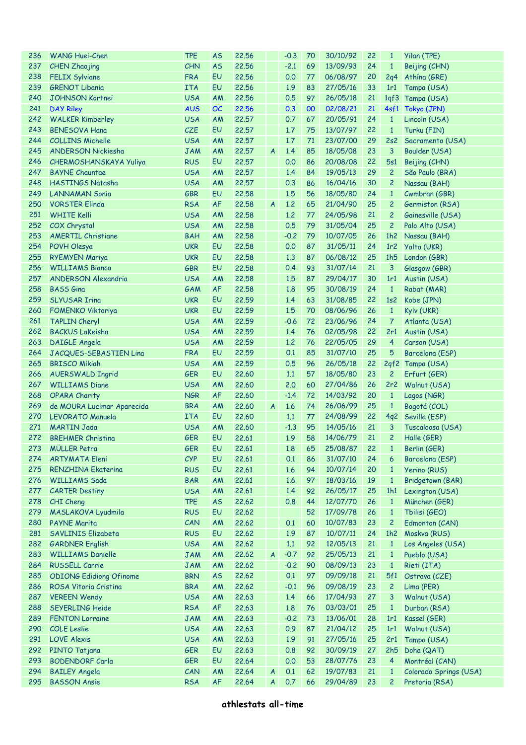| | | | | | | | | | | | |
|---|---|---|---|---|---|---|---|---|---|---|---|
| 236 | WANG Huei-Chen | TPE | AS | 22.56 | | -0.3 | 70 | 30/10/92 | 22 | 1 | Yilan (TPE) |
| 237 | CHEN Zhaojing | CHN | AS | 22.56 | | -2.1 | 69 | 13/09/93 | 24 | 1 | Beijing (CHN) |
| 238 | FELIX Sylviane | FRA | EU | 22.56 | | 0.0 | 77 | 06/08/97 | 20 | 2q4 | Athína (GRE) |
| 239 | GRENOT Libania | ITA | EU | 22.56 | | 1.9 | 83 | 27/05/16 | 33 | 1r1 | Tampa (USA) |
| 240 | JOHNSON Kortnei | USA | AM | 22.56 | | 0.5 | 97 | 26/05/18 | 21 | 1qf3 | Tampa (USA) |
| 241 | DAY Riley | AUS | OC | 22.56 | | 0.3 | 00 | 02/08/21 | 21 | 4sf1 | Tokyo (JPN) |
| 242 | WALKER Kimberley | USA | AM | 22.57 | | 0.7 | 67 | 20/05/91 | 24 | 1 | Lincoln (USA) |
| 243 | BENESOVA Hana | CZE | EU | 22.57 | | 1.7 | 75 | 13/07/97 | 22 | 1 | Turku (FIN) |
| 244 | COLLINS Michelle | USA | AM | 22.57 | | 1.7 | 71 | 23/07/00 | 29 | 2s2 | Sacramento (USA) |
| 245 | ANDERSON Nickiesha | JAM | AM | 22.57 | A | 1.4 | 85 | 18/05/08 | 23 | 3 | Boulder (USA) |
| 246 | CHERMOSHANSKAYA Yuliya | RUS | EU | 22.57 | | 0.0 | 86 | 20/08/08 | 22 | 5s1 | Beijing (CHN) |
| 247 | BAYNE Chauntae | USA | AM | 22.57 | | 1.4 | 84 | 19/05/13 | 29 | 2 | São Paulo (BRA) |
| 248 | HASTINGS Natasha | USA | AM | 22.57 | | 0.3 | 86 | 16/04/16 | 30 | 2 | Nassau (BAH) |
| 249 | LANNAMAN Sonia | GBR | EU | 22.58 | | 1.5 | 56 | 18/05/80 | 24 | 1 | Cwmbran (GBR) |
| 250 | VORSTER Elinda | RSA | AF | 22.58 | A | 1.2 | 65 | 21/04/90 | 25 | 2 | Germiston (RSA) |
| 251 | WHITE Kelli | USA | AM | 22.58 | | 1.2 | 77 | 24/05/98 | 21 | 2 | Gainesville (USA) |
| 252 | COX Chrystal | USA | AM | 22.58 | | 0.5 | 79 | 31/05/04 | 25 | 2 | Palo Alto (USA) |
| 253 | AMERTIL Christiane | BAH | AM | 22.58 | | -0.2 | 79 | 10/07/05 | 26 | 1h2 | Nassau (BAH) |
| 254 | POVH Olesya | UKR | EU | 22.58 | | 0.0 | 87 | 31/05/11 | 24 | 1r2 | Yalta (UKR) |
| 255 | RYEMYEN Mariya | UKR | EU | 22.58 | | 1.3 | 87 | 06/08/12 | 25 | 1h5 | London (GBR) |
| 256 | WILLIAMS Bianca | GBR | EU | 22.58 | | 0.4 | 93 | 31/07/14 | 21 | 3 | Glasgow (GBR) |
| 257 | ANDERSON Alexandria | USA | AM | 22.58 | | 1.5 | 87 | 29/04/17 | 30 | 1r1 | Austin (USA) |
| 258 | BASS Gina | GAM | AF | 22.58 | | 1.8 | 95 | 30/08/19 | 24 | 1 | Rabat (MAR) |
| 259 | SLYUSAR Irina | UKR | EU | 22.59 | | 1.4 | 63 | 31/08/85 | 22 | 1s2 | Kobe (JPN) |
| 260 | FOMENKO Viktoriya | UKR | EU | 22.59 | | 1.5 | 70 | 08/06/96 | 26 | 1 | Kyiv (UKR) |
| 261 | TAPLIN Cheryl | USA | AM | 22.59 | | -0.6 | 72 | 23/06/96 | 24 | 7 | Atlanta (USA) |
| 262 | BACKUS LaKeisha | USA | AM | 22.59 | | 1.4 | 76 | 02/05/98 | 22 | 2r1 | Austin (USA) |
| 263 | DAIGLE Angela | USA | AM | 22.59 | | 1.2 | 76 | 22/05/05 | 29 | 4 | Carson (USA) |
| 264 | JACQUES-SEBASTIEN Lina | FRA | EU | 22.59 | | 0.1 | 85 | 31/07/10 | 25 | 5 | Barcelona (ESP) |
| 265 | BRISCO Mikiah | USA | AM | 22.59 | | 0.5 | 96 | 26/05/18 | 22 | 2qf2 | Tampa (USA) |
| 266 | AUERSWALD Ingrid | GER | EU | 22.60 | | 1.1 | 57 | 18/05/80 | 23 | 2 | Erfurt (GER) |
| 267 | WILLIAMS Diane | USA | AM | 22.60 | | 2.0 | 60 | 27/04/86 | 26 | 2r2 | Walnut (USA) |
| 268 | OPARA Charity | NGR | AF | 22.60 | | -1.4 | 72 | 14/03/92 | 20 | 1 | Lagos (NGR) |
| 269 | de MOURA Lucimar Aparecida | BRA | AM | 22.60 | A | 1.6 | 74 | 26/06/99 | 25 | 1 | Bogotá (COL) |
| 270 | LEVORATO Manuela | ITA | EU | 22.60 | | 1.1 | 77 | 24/08/99 | 22 | 4q2 | Sevilla (ESP) |
| 271 | MARTIN Jada | USA | AM | 22.60 | | -1.3 | 95 | 14/05/16 | 21 | 3 | Tuscaloosa (USA) |
| 272 | BREHMER Christina | GER | EU | 22.61 | | 1.9 | 58 | 14/06/79 | 21 | 2 | Halle (GER) |
| 273 | MÜLLER Petra | GER | EU | 22.61 | | 1.8 | 65 | 25/08/87 | 22 | 1 | Berlin (GER) |
| 274 | ARTYMATA Eleni | CYP | EU | 22.61 | | 0.1 | 86 | 31/07/10 | 24 | 6 | Barcelona (ESP) |
| 275 | RENZHINA Ekaterina | RUS | EU | 22.61 | | 1.6 | 94 | 10/07/14 | 20 | 1 | Yerino (RUS) |
| 276 | WILLIAMS Sada | BAR | AM | 22.61 | | 1.6 | 97 | 18/03/16 | 19 | 1 | Bridgetown (BAR) |
| 277 | CARTER Destiny | USA | AM | 22.61 | | 1.4 | 92 | 26/05/17 | 25 | 1h1 | Lexington (USA) |
| 278 | CHI Cheng | TPE | AS | 22.62 | | 0.8 | 44 | 12/07/70 | 26 | 1 | München (GER) |
| 279 | MASLAKOVA Lyudmila | RUS | EU | 22.62 | | | 52 | 17/09/78 | 26 | 1 | Tbilisi (GEO) |
| 280 | PAYNE Marita | CAN | AM | 22.62 | | 0.1 | 60 | 10/07/83 | 23 | 2 | Edmonton (CAN) |
| 281 | SAVLINIS Elizabeta | RUS | EU | 22.62 | | 1.9 | 87 | 10/07/11 | 24 | 1h2 | Moskva (RUS) |
| 282 | GARDNER English | USA | AM | 22.62 | | 1.1 | 92 | 12/05/13 | 21 | 1 | Los Angeles (USA) |
| 283 | WILLIAMS Danielle | JAM | AM | 22.62 | A | -0.7 | 92 | 25/05/13 | 21 | 1 | Pueblo (USA) |
| 284 | RUSSELL Carrie | JAM | AM | 22.62 | | -0.2 | 90 | 08/09/13 | 23 | 1 | Rieti (ITA) |
| 285 | ODIONG Edidiong Ofinome | BRN | AS | 22.62 | | 0.1 | 97 | 09/09/18 | 21 | 5f1 | Ostrava (CZE) |
| 286 | ROSA Vitoria Cristina | BRA | AM | 22.62 | | -0.1 | 96 | 09/08/19 | 23 | 2 | Lima (PER) |
| 287 | VEREEN Wendy | USA | AM | 22.63 | | 1.4 | 66 | 17/04/93 | 27 | 3 | Walnut (USA) |
| 288 | SEYERLING Heide | RSA | AF | 22.63 | | 1.8 | 76 | 03/03/01 | 25 | 1 | Durban (RSA) |
| 289 | FENTON Lorraine | JAM | AM | 22.63 | | -0.2 | 73 | 13/06/01 | 28 | 1r1 | Kassel (GER) |
| 290 | COLE Leslie | USA | AM | 22.63 | | 0.9 | 87 | 21/04/12 | 25 | 1r1 | Walnut (USA) |
| 291 | LOVE Alexis | USA | AM | 22.63 | | 1.9 | 91 | 27/05/16 | 25 | 2r1 | Tampa (USA) |
| 292 | PINTO Tatjana | GER | EU | 22.63 | | 0.8 | 92 | 30/09/19 | 27 | 2h5 | Doha (QAT) |
| 293 | BODENDORF Carla | GER | EU | 22.64 | | 0.0 | 53 | 28/07/76 | 23 | 4 | Montréal (CAN) |
| 294 | BAILEY Angela | CAN | AM | 22.64 | A | 0.1 | 62 | 19/07/83 | 21 | 1 | Colorado Springs (USA) |
| 295 | BASSON Ansie | RSA | AF | 22.64 | A | 0.7 | 66 | 29/04/89 | 23 | 2 | Pretoria (RSA) |

**athlestats all-time**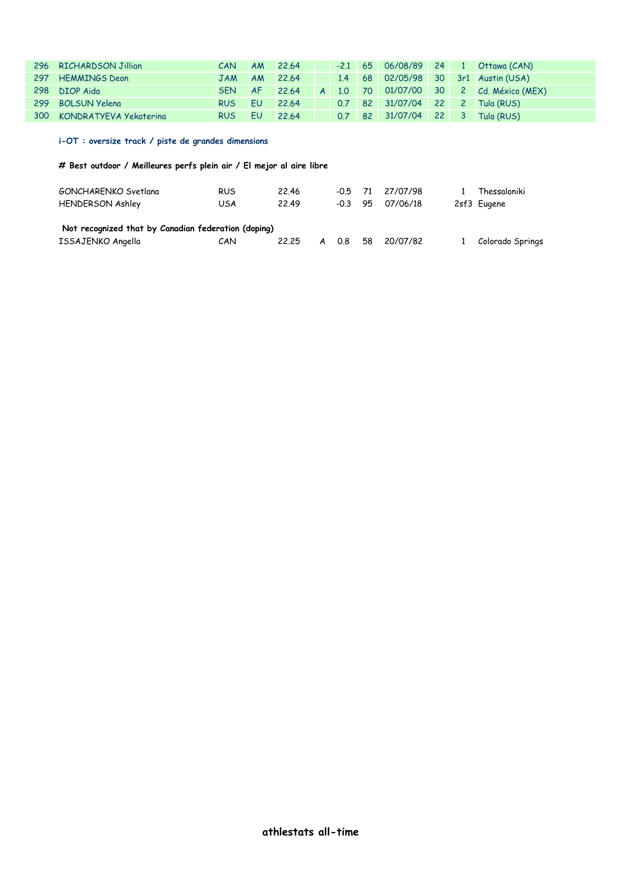| | | | | | | | | | | | |
|---|---|---|---|---|---|---|---|---|---|---|---|
| 296 | RICHARDSON Jillian | CAN | AM | 22.64 | | -2.1 | 65 | 06/08/89 | 24 | 1 | Ottawa (CAN) |
| 297 | HEMMINGS Deon | JAM | AM | 22.64 | | 1.4 | 68 | 02/05/98 | 30 | 3r1 | Austin (USA) |
| 298 | DIOP Aida | SEN | AF | 22.64 | A | 1.0 | 70 | 01/07/00 | 30 | 2 | Cd. México (MEX) |
| 299 | BOLSUN Yelena | RUS | EU | 22.64 | | 0.7 | 82 | 31/07/04 | 22 | 2 | Tula (RUS) |
| 300 | KONDRATYEVA Yekaterina | RUS | EU | 22.64 | | 0.7 | 82 | 31/07/04 | 22 | 3 | Tula (RUS) |

**i-OT : oversize track / piste de grandes dimensions**

**# Best outdoor / Meilleures perfs plein air / El mejor al aire libre**

| | | | | | | | | |
|---|---|---|---|---|---|---|---|---|
| GONCHARENKO Svetlana | RUS | 22.46 | | -0.5 | 71 | 27/07/98 | 1 | Thessaloniki |
| HENDERSON Ashley | USA | 22.49 | | -0.3 | 95 | 07/06/18 | 2sf3 | Eugene |

**Not recognized that by Canadian federation (doping)**

| | | | | | | | | |
|---|---|---|---|---|---|---|---|---|
| ISSAJENKO Angella | CAN | 22.25 | A | 0.8 | 58 | 20/07/82 | 1 | Colorado Springs |